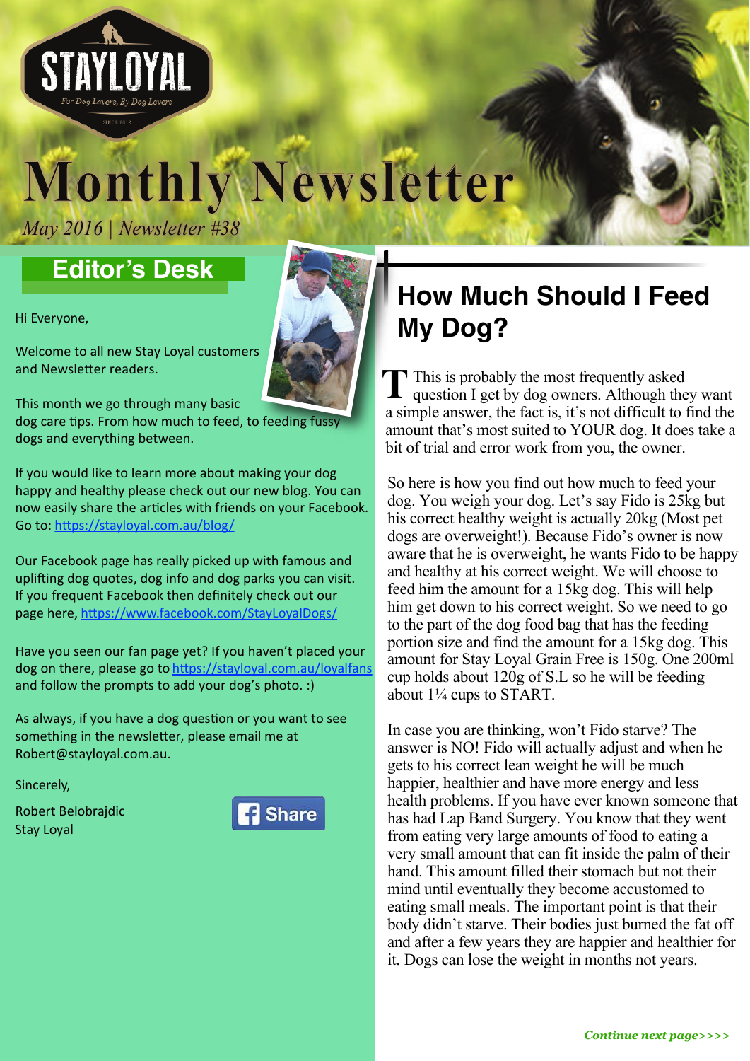STAYLOYAL

For Dog Lovers, By Dog Lovers

SINCE 2012

# Monthly Newsletter

*May 2016 | Newsletter #38*

## Editor's Desk

Hi Everyone,

Welcome to all new Stay Loyal customers and Newsletter readers.

This month we go through many basic dog care tips. From how much to feed, to feeding fussy dogs and everything between.

If you would like to learn more about making your dog happy and healthy please check out our new blog. You can now easily share the articles with friends on your Facebook. Go to: https://stayloyal.com.au/blog/

Our Facebook page has really picked up with famous and uplifting dog quotes, dog info and dog parks you can visit. If you frequent Facebook then definitely check out our page here, https://www.facebook.com/StayLoyalDogs/

Have you seen our fan page yet? If you haven't placed your dog on there, please go to https://stayloyal.com.au/loyalfans and follow the prompts to add your dog's photo. :)

As always, if you have a dog question or you want to see something in the newsletter, please email me at Robert@stayloyal.com.au.

Sincerely,

Robert Belobrajdic
Stay Loyal

Share

## How Much Should I Feed My Dog?

This is probably the most frequently asked question I get by dog owners. Although they want a simple answer, the fact is, it's not difficult to find the amount that's most suited to YOUR dog. It does take a bit of trial and error work from you, the owner.

So here is how you find out how much to feed your dog. You weigh your dog. Let's say Fido is 25kg but his correct healthy weight is actually 20kg (Most pet dogs are overweight!). Because Fido's owner is now aware that he is overweight, he wants Fido to be happy and healthy at his correct weight. We will choose to feed him the amount for a 15kg dog. This will help him get down to his correct weight. So we need to go to the part of the dog food bag that has the feeding portion size and find the amount for a 15kg dog. This amount for Stay Loyal Grain Free is 150g. One 200ml cup holds about 120g of S.L so he will be feeding about 1¼ cups to START.

In case you are thinking, won't Fido starve? The answer is NO! Fido will actually adjust and when he gets to his correct lean weight he will be much happier, healthier and have more energy and less health problems. If you have ever known someone that has had Lap Band Surgery. You know that they went from eating very large amounts of food to eating a very small amount that can fit inside the palm of their hand. This amount filled their stomach but not their mind until eventually they become accustomed to eating small meals. The important point is that their body didn't starve. Their bodies just burned the fat off and after a few years they are happier and healthier for it. Dogs can lose the weight in months not years.

***Continue next page>>>>***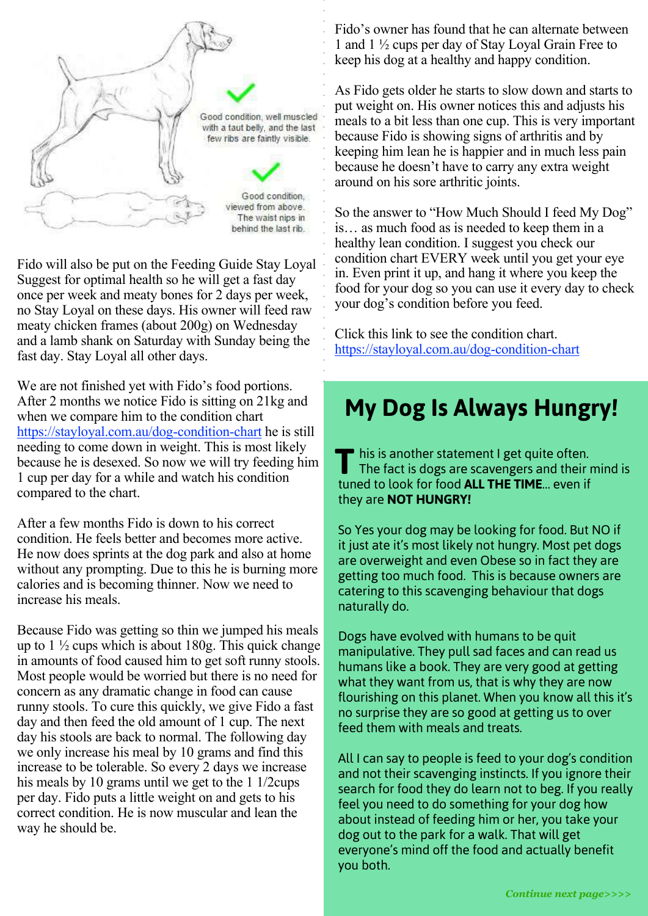Good condition, well muscled with a taut belly, and the last few ribs are faintly visible.

Good condition, viewed from above. The waist nips in behind the last rib.

Fido will also be put on the Feeding Guide Stay Loyal Suggest for optimal health so he will get a fast day once per week and meaty bones for 2 days per week, no Stay Loyal on these days. His owner will feed raw meaty chicken frames (about 200g) on Wednesday and a lamb shank on Saturday with Sunday being the fast day. Stay Loyal all other days.

We are not finished yet with Fido's food portions. After 2 months we notice Fido is sitting on 21kg and when we compare him to the condition chart https://stayloyal.com.au/dog-condition-chart he is still needing to come down in weight. This is most likely because he is desexed. So now we will try feeding him 1 cup per day for a while and watch his condition compared to the chart.

After a few months Fido is down to his correct condition. He feels better and becomes more active. He now does sprints at the dog park and also at home without any prompting. Due to this he is burning more calories and is becoming thinner. Now we need to increase his meals.

Because Fido was getting so thin we jumped his meals up to 1 ½ cups which is about 180g. This quick change in amounts of food caused him to get soft runny stools. Most people would be worried but there is no need for concern as any dramatic change in food can cause runny stools. To cure this quickly, we give Fido a fast day and then feed the old amount of 1 cup. The next day his stools are back to normal. The following day we only increase his meal by 10 grams and find this increase to be tolerable. So every 2 days we increase his meals by 10 grams until we get to the 1 1/2cups per day. Fido puts a little weight on and gets to his correct condition. He is now muscular and lean the way he should be.

Fido's owner has found that he can alternate between 1 and 1 ½ cups per day of Stay Loyal Grain Free to keep his dog at a healthy and happy condition.

As Fido gets older he starts to slow down and starts to put weight on. His owner notices this and adjusts his meals to a bit less than one cup. This is very important because Fido is showing signs of arthritis and by keeping him lean he is happier and in much less pain because he doesn't have to carry any extra weight around on his sore arthritic joints.

So the answer to "How Much Should I feed My Dog" is… as much food as is needed to keep them in a healthy lean condition. I suggest you check our condition chart EVERY week until you get your eye in. Even print it up, and hang it where you keep the food for your dog so you can use it every day to check your dog's condition before you feed.

Click this link to see the condition chart.
https://stayloyal.com.au/dog-condition-chart

# My Dog Is Always Hungry!

This is another statement I get quite often. The fact is dogs are scavengers and their mind is tuned to look for food **ALL THE TIME**… even if they are **NOT HUNGRY!**

So Yes your dog may be looking for food. But NO if it just ate it's most likely not hungry. Most pet dogs are overweight and even Obese so in fact they are getting too much food. This is because owners are catering to this scavenging behaviour that dogs naturally do.

Dogs have evolved with humans to be quit manipulative. They pull sad faces and can read us humans like a book. They are very good at getting what they want from us, that is why they are now flourishing on this planet. When you know all this it's no surprise they are so good at getting us to over feed them with meals and treats.

All I can say to people is feed to your dog's condition and not their scavenging instincts. If you ignore their search for food they do learn not to beg. If you really feel you need to do something for your dog how about instead of feeding him or her, you take your dog out to the park for a walk. That will get everyone's mind off the food and actually benefit you both.

*Continue next page>>>>*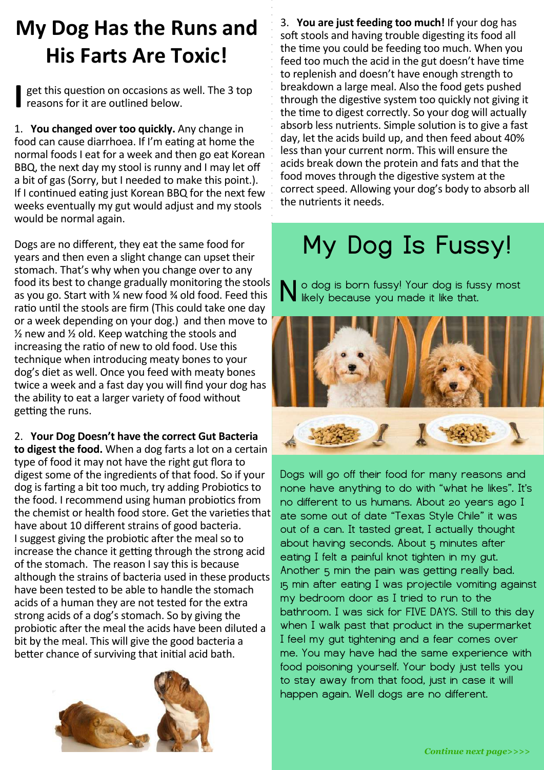# My Dog Has the Runs and His Farts Are Toxic!

I get this question on occasions as well. The 3 top reasons for it are outlined below.

1. **You changed over too quickly.** Any change in food can cause diarrhoea. If I'm eating at home the normal foods I eat for a week and then go eat Korean BBQ, the next day my stool is runny and I may let off a bit of gas (Sorry, but I needed to make this point.). If I continued eating just Korean BBQ for the next few weeks eventually my gut would adjust and my stools would be normal again.

Dogs are no different, they eat the same food for years and then even a slight change can upset their stomach. That's why when you change over to any food its best to change gradually monitoring the stools as you go. Start with ¼ new food ¾ old food. Feed this ratio until the stools are firm (This could take one day or a week depending on your dog.) and then move to ½ new and ½ old. Keep watching the stools and increasing the ratio of new to old food. Use this technique when introducing meaty bones to your dog's diet as well. Once you feed with meaty bones twice a week and a fast day you will find your dog has the ability to eat a larger variety of food without getting the runs.

2. **Your Dog Doesn't have the correct Gut Bacteria to digest the food.** When a dog farts a lot on a certain type of food it may not have the right gut flora to digest some of the ingredients of that food. So if your dog is farting a bit too much, try adding Probiotics to the food. I recommend using human probiotics from the chemist or health food store. Get the varieties that have about 10 different strains of good bacteria. I suggest giving the probiotic after the meal so to increase the chance it getting through the strong acid of the stomach. The reason I say this is because although the strains of bacteria used in these products have been tested to be able to handle the stomach acids of a human they are not tested for the extra strong acids of a dog's stomach. So by giving the probiotic after the meal the acids have been diluted a bit by the meal. This will give the good bacteria a better chance of surviving that initial acid bath.

3. **You are just feeding too much!** If your dog has soft stools and having trouble digesting its food all the time you could be feeding too much. When you feed too much the acid in the gut doesn't have time to replenish and doesn't have enough strength to breakdown a large meal. Also the food gets pushed through the digestive system too quickly not giving it the time to digest correctly. So your dog will actually absorb less nutrients. Simple solution is to give a fast day, let the acids build up, and then feed about 40% less than your current norm. This will ensure the acids break down the protein and fats and that the food moves through the digestive system at the correct speed. Allowing your dog's body to absorb all the nutrients it needs.

# My Dog Is Fussy!

No dog is born fussy! Your dog is fussy most likely because you made it like that.

Dogs will go off their food for many reasons and none have anything to do with "what he likes". It's no different to us humans. About 20 years ago I ate some out of date "Texas Style Chile" it was out of a can. It tasted great, I actually thought about having seconds. About 5 minutes after eating I felt a painful knot tighten in my gut. Another 5 min the pain was getting really bad. 15 min after eating I was projectile vomiting against my bedroom door as I tried to run to the bathroom. I was sick for FIVE DAYS. Still to this day when I walk past that product in the supermarket I feel my gut tightening and a fear comes over me. You may have had the same experience with food poisoning yourself. Your body just tells you to stay away from that food, just in case it will happen again. Well dogs are no different.

*Continue next page>>>>*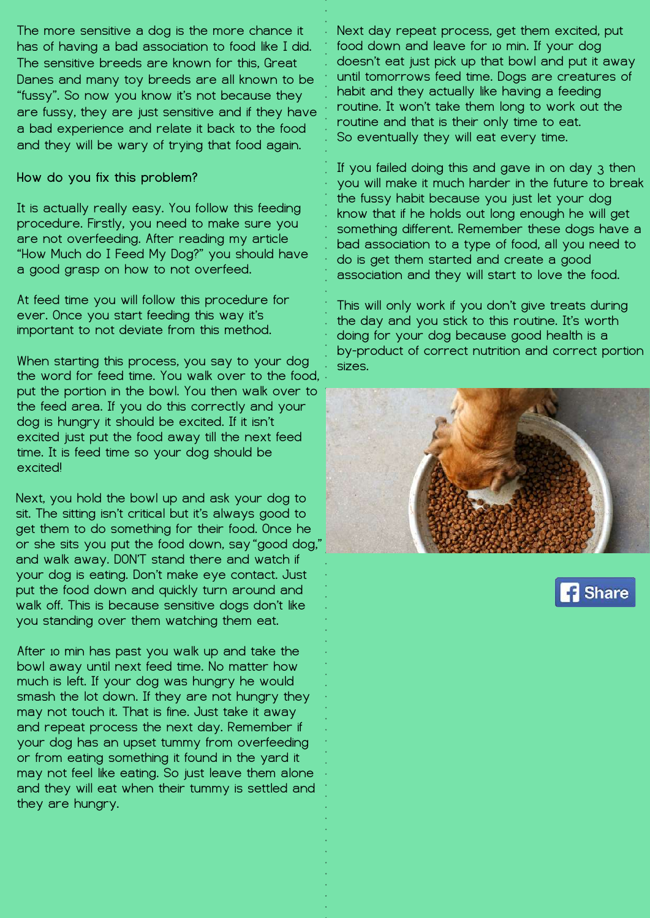The more sensitive a dog is the more chance it has of having a bad association to food like I did. The sensitive breeds are known for this, Great Danes and many toy breeds are all known to be "fussy". So now you know it's not because they are fussy, they are just sensitive and if they have a bad experience and relate it back to the food and they will be wary of trying that food again.

## How do you fix this problem?

It is actually really easy. You follow this feeding procedure. Firstly, you need to make sure you are not overfeeding. After reading my article "How Much do I Feed My Dog?" you should have a good grasp on how to not overfeed.

At feed time you will follow this procedure for ever. Once you start feeding this way it's important to not deviate from this method.

When starting this process, you say to your dog the word for feed time. You walk over to the food, put the portion in the bowl. You then walk over to the feed area. If you do this correctly and your dog is hungry it should be excited. If it isn't excited just put the food away till the next feed time. It is feed time so your dog should be excited!

Next, you hold the bowl up and ask your dog to sit. The sitting isn't critical but it's always good to get them to do something for their food. Once he or she sits you put the food down, say "good dog," and walk away. DON'T stand there and watch if your dog is eating. Don't make eye contact. Just put the food down and quickly turn around and walk off. This is because sensitive dogs don't like you standing over them watching them eat.

After 10 min has past you walk up and take the bowl away until next feed time. No matter how much is left. If your dog was hungry he would smash the lot down. If they are not hungry they may not touch it. That is fine. Just take it away and repeat process the next day. Remember if your dog has an upset tummy from overfeeding or from eating something it found in the yard it may not feel like eating. So just leave them alone and they will eat when their tummy is settled and they are hungry.

Next day repeat process, get them excited, put food down and leave for 10 min. If your dog doesn't eat just pick up that bowl and put it away until tomorrows feed time. Dogs are creatures of habit and they actually like having a feeding routine. It won't take them long to work out the routine and that is their only time to eat. So eventually they will eat every time.

If you failed doing this and gave in on day 3 then you will make it much harder in the future to break the fussy habit because you just let your dog know that if he holds out long enough he will get something different. Remember these dogs have a bad association to a type of food, all you need to do is get them started and create a good association and they will start to love the food.

This will only work if you don't give treats during the day and you stick to this routine. It's worth doing for your dog because good health is a by-product of correct nutrition and correct portion sizes.

Share